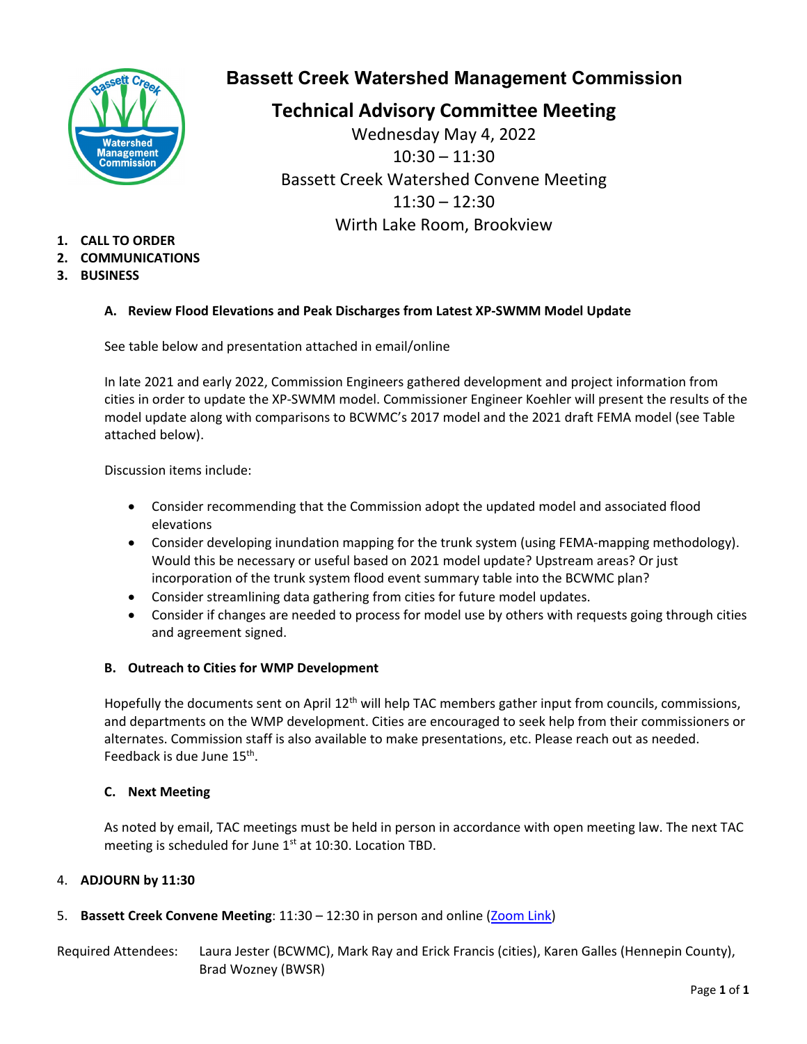# Bassett Creek Watershed Management Commission

## Technical Advisory Committee Meeting

Wednesday May 4, 2022
10:30 – 11:30
Bassett Creek Watershed Convene Meeting
11:30 – 12:30
Wirth Lake Room, Brookview

1. **CALL TO ORDER**
2. **COMMUNICATIONS**
3. **BUSINESS**

### A. Review Flood Elevations and Peak Discharges from Latest XP-SWMM Model Update

See table below and presentation attached in email/online

In late 2021 and early 2022, Commission Engineers gathered development and project information from cities in order to update the XP-SWMM model. Commissioner Engineer Koehler will present the results of the model update along with comparisons to BCWMC's 2017 model and the 2021 draft FEMA model (see Table attached below).

Discussion items include:

- Consider recommending that the Commission adopt the updated model and associated flood elevations
- Consider developing inundation mapping for the trunk system (using FEMA-mapping methodology). Would this be necessary or useful based on 2021 model update? Upstream areas? Or just incorporation of the trunk system flood event summary table into the BCWMC plan?
- Consider streamlining data gathering from cities for future model updates.
- Consider if changes are needed to process for model use by others with requests going through cities and agreement signed.

### B. Outreach to Cities for WMP Development

Hopefully the documents sent on April 12th will help TAC members gather input from councils, commissions, and departments on the WMP development. Cities are encouraged to seek help from their commissioners or alternates. Commission staff is also available to make presentations, etc. Please reach out as needed. Feedback is due June 15th.

### C. Next Meeting

As noted by email, TAC meetings must be held in person in accordance with open meeting law. The next TAC meeting is scheduled for June 1st at 10:30. Location TBD.

4. **ADJOURN by 11:30**

5. **Bassett Creek Convene Meeting**: 11:30 – 12:30 in person and online (Zoom Link)

Required Attendees: Laura Jester (BCWMC), Mark Ray and Erick Francis (cities), Karen Galles (Hennepin County), Brad Wozney (BWSR)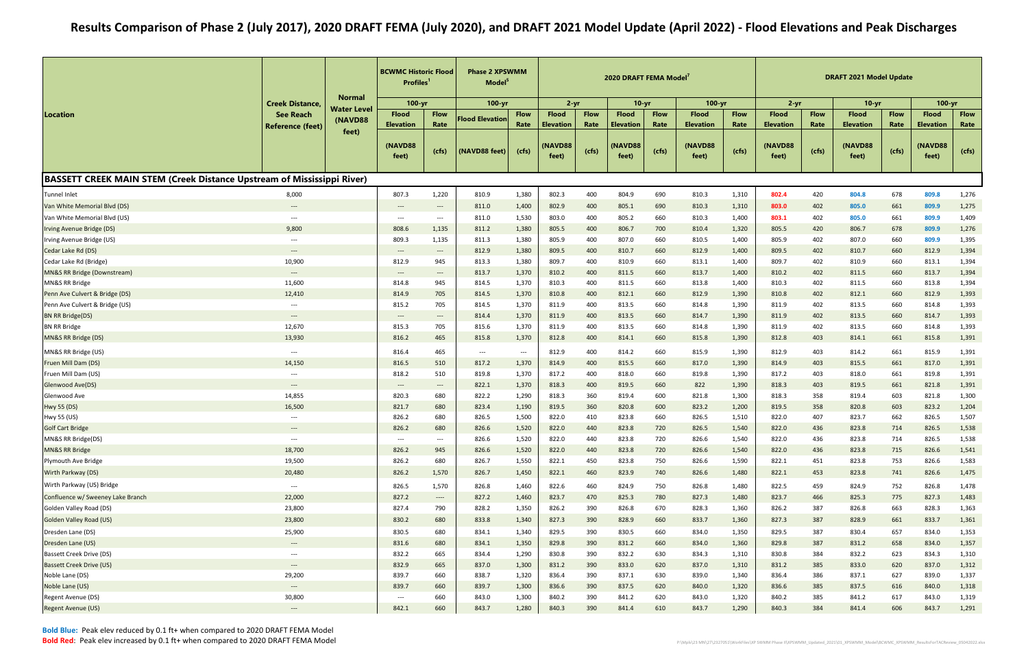# Results Comparison of Phase 2 (July 2017), 2020 DRAFT FEMA (July 2020), and DRAFT 2021 Model Update (April 2022) - Flood Elevations and Peak Discharges

| Location | Creek Distance, See Reach Reference (feet) | Normal Water Level (NAVD88 feet) | BCWMC Historic Flood Profiles[1] | | Phase 2 XPSWMM Model[5] | | 2020 DRAFT FEMA Model[7] | | | | | | DRAFT 2021 Model Update | | | | | |
|---|---|---|---|---|---|---|---|---|---|---|---|---|---|---|---|---|---|---|
| | | | 100-yr | | 100-yr | | 2-yr | | 10-yr | | 100-yr | | 2-yr | | 10-yr | | 100-yr | |
| | | | Flood Elevation (NAVD88 feet) | Flow Rate (cfs) | Flood Elevation (NAVD88 feet) | Flow Rate (cfs) | Flood Elevation (NAVD88 feet) | Flow Rate (cfs) | Flood Elevation (NAVD88 feet) | Flow Rate (cfs) | Flood Elevation (NAVD88 feet) | Flow Rate (cfs) | Flood Elevation (NAVD88 feet) | Flow Rate (cfs) | Flood Elevation (NAVD88 feet) | Flow Rate (cfs) | Flood Elevation (NAVD88 feet) | Flow Rate (cfs) |
| **BASSETT CREEK MAIN STEM (Creek Distance Upstream of Mississippi River)** | | | | | | | | | | | | | | | | | | |
| Tunnel Inlet | 8,000 | | 807.3 | 1,220 | 810.9 | 1,380 | 802.3 | 400 | 804.9 | 690 | 810.3 | 1,310 | **802.4** | 420 | **804.8** | 678 | **809.8** | 1,276 |
| Van White Memorial Blvd (DS) | --- | | --- | --- | 811.0 | 1,400 | 802.9 | 400 | 805.1 | 690 | 810.3 | 1,310 | **803.0** | 402 | **805.0** | 661 | **809.9** | 1,275 |
| Van White Memorial Blvd (US) | --- | | --- | --- | 811.0 | 1,530 | 803.0 | 400 | 805.2 | 660 | 810.3 | 1,400 | **803.1** | 402 | **805.0** | 661 | **809.9** | 1,409 |
| Irving Avenue Bridge (DS) | 9,800 | | 808.6 | 1,135 | 811.2 | 1,380 | 805.5 | 400 | 806.7 | 700 | 810.4 | 1,320 | 805.5 | 420 | 806.7 | 678 | **809.9** | 1,276 |
| Irving Avenue Bridge (US) | --- | | 809.3 | 1,135 | 811.3 | 1,380 | 805.9 | 400 | 807.0 | 660 | 810.5 | 1,400 | 805.9 | 402 | 807.0 | 660 | **809.9** | 1,395 |
| Cedar Lake Rd (DS) | --- | | --- | --- | 812.9 | 1,380 | 809.5 | 400 | 810.7 | 660 | 812.9 | 1,400 | 809.5 | 402 | 810.7 | 660 | 812.9 | 1,394 |
| Cedar Lake Rd (Bridge) | 10,900 | | 812.9 | 945 | 813.3 | 1,380 | 809.7 | 400 | 810.9 | 660 | 813.1 | 1,400 | 809.7 | 402 | 810.9 | 660 | 813.1 | 1,394 |
| MN&S RR Bridge (Downstream) | --- | | --- | --- | 813.7 | 1,370 | 810.2 | 400 | 811.5 | 660 | 813.7 | 1,400 | 810.2 | 402 | 811.5 | 660 | 813.7 | 1,394 |
| MN&S RR Bridge | 11,600 | | 814.8 | 945 | 814.5 | 1,370 | 810.3 | 400 | 811.5 | 660 | 813.8 | 1,400 | 810.3 | 402 | 811.5 | 660 | 813.8 | 1,394 |
| Penn Ave Culvert & Bridge (DS) | 12,410 | | 814.9 | 705 | 814.5 | 1,370 | 810.8 | 400 | 812.1 | 660 | 812.9 | 1,390 | 810.8 | 402 | 812.1 | 660 | 812.9 | 1,393 |
| Penn Ave Culvert & Bridge (US) | --- | | 815.2 | 705 | 814.5 | 1,370 | 811.9 | 400 | 813.5 | 660 | 814.8 | 1,390 | 811.9 | 402 | 813.5 | 660 | 814.8 | 1,393 |
| BN RR Bridge(DS) | --- | | --- | --- | 814.4 | 1,370 | 811.9 | 400 | 813.5 | 660 | 814.7 | 1,390 | 811.9 | 402 | 813.5 | 660 | 814.7 | 1,393 |
| BN RR Bridge | 12,670 | | 815.3 | 705 | 815.6 | 1,370 | 811.9 | 400 | 813.5 | 660 | 814.8 | 1,390 | 811.9 | 402 | 813.5 | 660 | 814.8 | 1,393 |
| MN&S RR Bridge (DS) | 13,930 | | 816.2 | 465 | 815.8 | 1,370 | 812.8 | 400 | 814.1 | 660 | 815.8 | 1,390 | 812.8 | 403 | 814.1 | 661 | 815.8 | 1,391 |
| MN&S RR Bridge (US) | --- | | 816.4 | 465 | --- | --- | 812.9 | 400 | 814.2 | 660 | 815.9 | 1,390 | 812.9 | 403 | 814.2 | 661 | 815.9 | 1,391 |
| Fruen Mill Dam (DS) | 14,150 | | 816.5 | 510 | 817.2 | 1,370 | 814.9 | 400 | 815.5 | 660 | 817.0 | 1,390 | 814.9 | 403 | 815.5 | 661 | 817.0 | 1,391 |
| Fruen Mill Dam (US) | --- | | 818.2 | 510 | 819.8 | 1,370 | 817.2 | 400 | 818.0 | 660 | 819.8 | 1,390 | 817.2 | 403 | 818.0 | 661 | 819.8 | 1,391 |
| Glenwood Ave(DS) | --- | | --- | --- | 822.1 | 1,370 | 818.3 | 400 | 819.5 | 660 | 822 | 1,390 | 818.3 | 403 | 819.5 | 661 | 821.8 | 1,391 |
| Glenwood Ave | 14,855 | | 820.3 | 680 | 822.2 | 1,290 | 818.3 | 360 | 819.4 | 600 | 821.8 | 1,300 | 818.3 | 358 | 819.4 | 603 | 821.8 | 1,300 |
| Hwy 55 (DS) | 16,500 | | 821.7 | 680 | 823.4 | 1,190 | 819.5 | 360 | 820.8 | 600 | 823.2 | 1,200 | 819.5 | 358 | 820.8 | 603 | 823.2 | 1,204 |
| Hwy 55 (US) | --- | | 826.2 | 680 | 826.5 | 1,500 | 822.0 | 410 | 823.8 | 660 | 826.5 | 1,510 | 822.0 | 407 | 823.7 | 662 | 826.5 | 1,507 |
| Golf Cart Bridge | --- | | 826.2 | 680 | 826.6 | 1,520 | 822.0 | 440 | 823.8 | 720 | 826.5 | 1,540 | 822.0 | 436 | 823.8 | 714 | 826.5 | 1,538 |
| MN&S RR Bridge(DS) | --- | | --- | --- | 826.6 | 1,520 | 822.0 | 440 | 823.8 | 720 | 826.6 | 1,540 | 822.0 | 436 | 823.8 | 714 | 826.5 | 1,538 |
| MN&S RR Bridge | 18,700 | | 826.2 | 945 | 826.6 | 1,520 | 822.0 | 440 | 823.8 | 720 | 826.6 | 1,540 | 822.0 | 436 | 823.8 | 715 | 826.6 | 1,541 |
| Plymouth Ave Bridge | 19,500 | | 826.2 | 680 | 826.7 | 1,550 | 822.1 | 450 | 823.8 | 750 | 826.6 | 1,590 | 822.1 | 451 | 823.8 | 753 | 826.6 | 1,583 |
| Wirth Parkway (DS) | 20,480 | | 826.2 | 1,570 | 826.7 | 1,450 | 822.1 | 460 | 823.9 | 740 | 826.6 | 1,480 | 822.1 | 453 | 823.8 | 741 | 826.6 | 1,475 |
| Wirth Parkway (US) Bridge | --- | | 826.5 | 1,570 | 826.8 | 1,460 | 822.6 | 460 | 824.9 | 750 | 826.8 | 1,480 | 822.5 | 459 | 824.9 | 752 | 826.8 | 1,478 |
| Confluence w/ Sweeney Lake Branch | 22,000 | | 827.2 | ---- | 827.2 | 1,460 | 823.7 | 470 | 825.3 | 780 | 827.3 | 1,480 | 823.7 | 466 | 825.3 | 775 | 827.3 | 1,483 |
| Golden Valley Road (DS) | 23,800 | | 827.4 | 790 | 828.2 | 1,350 | 826.2 | 390 | 826.8 | 670 | 828.3 | 1,360 | 826.2 | 387 | 826.8 | 663 | 828.3 | 1,363 |
| Golden Valley Road (US) | 23,800 | | 830.2 | 680 | 833.8 | 1,340 | 827.3 | 390 | 828.9 | 660 | 833.7 | 1,360 | 827.3 | 387 | 828.9 | 661 | 833.7 | 1,361 |
| Dresden Lane (DS) | 25,900 | | 830.5 | 680 | 834.1 | 1,340 | 829.5 | 390 | 830.5 | 660 | 834.0 | 1,350 | 829.5 | 387 | 830.4 | 657 | 834.0 | 1,353 |
| Dresden Lane (US) | --- | | 831.6 | 680 | 834.1 | 1,350 | 829.8 | 390 | 831.2 | 660 | 834.0 | 1,360 | 829.8 | 387 | 831.2 | 658 | 834.0 | 1,357 |
| Bassett Creek Drive (DS) | --- | | 832.2 | 665 | 834.4 | 1,290 | 830.8 | 390 | 832.2 | 630 | 834.3 | 1,310 | 830.8 | 384 | 832.2 | 623 | 834.3 | 1,310 |
| Bassett Creek Drive (US) | --- | | 832.9 | 665 | 837.0 | 1,300 | 831.2 | 390 | 833.0 | 620 | 837.0 | 1,310 | 831.2 | 385 | 833.0 | 620 | 837.0 | 1,312 |
| Noble Lane (DS) | 29,200 | | 839.7 | 660 | 838.7 | 1,320 | 836.4 | 390 | 837.1 | 630 | 839.0 | 1,340 | 836.4 | 386 | 837.1 | 627 | 839.0 | 1,337 |
| Noble Lane (US) | --- | | 839.7 | 660 | 839.7 | 1,300 | 836.6 | 390 | 837.5 | 620 | 840.0 | 1,320 | 836.6 | 385 | 837.5 | 616 | 840.0 | 1,318 |
| Regent Avenue (DS) | 30,800 | | --- | 660 | 843.0 | 1,300 | 840.2 | 390 | 841.2 | 620 | 843.0 | 1,320 | 840.2 | 385 | 841.2 | 617 | 843.0 | 1,319 |
| Regent Avenue (US) | --- | | 842.1 | 660 | 843.7 | 1,280 | 840.3 | 390 | 841.4 | 610 | 843.7 | 1,290 | 840.3 | 384 | 841.4 | 606 | 843.7 | 1,291 |

**Bold Blue:** Peak elev reduced by 0.1 ft+ when compared to 2020 DRAFT FEMA Model

**Bold Red:** Peak elev increased by 0.1 ft+ when compared to 2020 DRAFT FEMA Model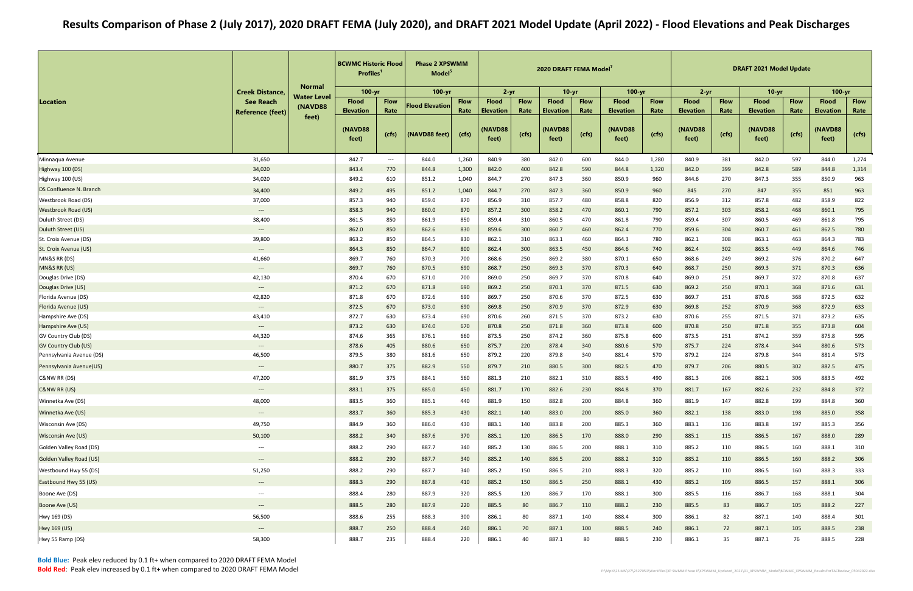# Results Comparison of Phase 2 (July 2017), 2020 DRAFT FEMA (July 2020), and DRAFT 2021 Model Update (April 2022) - Flood Elevations and Peak Discharges

| Location | Creek Distance, See Reach Reference (feet) | Normal Water Level (NAVD88 feet) | BCWMC Historic Flood Profiles[1] | | Phase 2 XPSWMM Model[5] | | 2020 DRAFT FEMA Model[7] | | | | | | DRAFT 2021 Model Update | | | | | |
|---|---|---|---|---|---|---|---|---|---|---|---|---|---|---|---|---|---|---|
| | | | 100-yr | | 100-yr | | 2-yr | | 10-yr | | 100-yr | | 2-yr | | 10-yr | | 100-yr | |
| | | | Flood Elevation (NAVD88 feet) | Flow Rate (cfs) | Flood Elevation (NAVD88 feet) | Flow Rate (cfs) | Flood Elevation (NAVD88 feet) | Flow Rate (cfs) | Flood Elevation (NAVD88 feet) | Flow Rate (cfs) | Flood Elevation (NAVD88 feet) | Flow Rate (cfs) | Flood Elevation (NAVD88 feet) | Flow Rate (cfs) | Flood Elevation (NAVD88 feet) | Flow Rate (cfs) | Flood Elevation (NAVD88 feet) | Flow Rate (cfs) |
| Minnaqua Avenue | 31,650 | | 842.7 | --- | 844.0 | 1,260 | 840.9 | 380 | 842.0 | 600 | 844.0 | 1,280 | 840.9 | 381 | 842.0 | 597 | 844.0 | 1,274 |
| Highway 100 (DS) | 34,020 | | 843.4 | 770 | 844.8 | 1,300 | 842.0 | 400 | 842.8 | 590 | 844.8 | 1,320 | 842.0 | 399 | 842.8 | 589 | 844.8 | 1,314 |
| Highway 100 (US) | 34,020 | | 849.2 | 610 | 851.2 | 1,040 | 844.7 | 270 | 847.3 | 360 | 850.9 | 960 | 844.6 | 270 | 847.3 | 355 | 850.9 | 963 |
| DS Confluence N. Branch | 34,400 | | 849.2 | 495 | 851.2 | 1,040 | 844.7 | 270 | 847.3 | 360 | 850.9 | 960 | 845 | 270 | 847 | 355 | 851 | 963 |
| Westbrook Road (DS) | 37,000 | | 857.3 | 940 | 859.0 | 870 | 856.9 | 310 | 857.7 | 480 | 858.8 | 820 | 856.9 | 312 | 857.8 | 482 | 858.9 | 822 |
| Westbrook Road (US) | --- | | 858.3 | 940 | 860.0 | 870 | 857.2 | 300 | 858.2 | 470 | 860.1 | 790 | 857.2 | 303 | 858.2 | 468 | 860.1 | 795 |
| Duluth Street (DS) | 38,400 | | 861.5 | 850 | 861.9 | 850 | 859.4 | 310 | 860.5 | 470 | 861.8 | 790 | 859.4 | 307 | 860.5 | 469 | 861.8 | 795 |
| Duluth Street (US) | --- | | 862.0 | 850 | 862.6 | 830 | 859.6 | 300 | 860.7 | 460 | 862.4 | 770 | 859.6 | 304 | 860.7 | 461 | 862.5 | 780 |
| St. Croix Avenue (DS) | 39,800 | | 863.2 | 850 | 864.5 | 830 | 862.1 | 310 | 863.1 | 460 | 864.3 | 780 | 862.1 | 308 | 863.1 | 463 | 864.3 | 783 |
| St. Croix Avenue (US) | --- | | 864.3 | 850 | 864.7 | 800 | 862.4 | 300 | 863.5 | 450 | 864.6 | 740 | 862.4 | 302 | 863.5 | 449 | 864.6 | 746 |
| MN&S RR (DS) | 41,660 | | 869.7 | 760 | 870.3 | 700 | 868.6 | 250 | 869.2 | 380 | 870.1 | 650 | 868.6 | 249 | 869.2 | 376 | 870.2 | 647 |
| MN&S RR (US) | --- | | 869.7 | 760 | 870.5 | 690 | 868.7 | 250 | 869.3 | 370 | 870.3 | 640 | 868.7 | 250 | 869.3 | 371 | 870.3 | 636 |
| Douglas Drive (DS) | 42,130 | | 870.4 | 670 | 871.0 | 700 | 869.0 | 250 | 869.7 | 370 | 870.8 | 640 | 869.0 | 251 | 869.7 | 372 | 870.8 | 637 |
| Douglas Drive (US) | --- | | 871.2 | 670 | 871.8 | 690 | 869.2 | 250 | 870.1 | 370 | 871.5 | 630 | 869.2 | 250 | 870.1 | 368 | 871.6 | 631 |
| Florida Avenue (DS) | 42,820 | | 871.8 | 670 | 872.6 | 690 | 869.7 | 250 | 870.6 | 370 | 872.5 | 630 | 869.7 | 251 | 870.6 | 368 | 872.5 | 632 |
| Florida Avenue (US) | --- | | 872.5 | 670 | 873.0 | 690 | 869.8 | 250 | 870.9 | 370 | 872.9 | 630 | 869.8 | 252 | 870.9 | 368 | 872.9 | 633 |
| Hampshire Ave (DS) | 43,410 | | 872.7 | 630 | 873.4 | 690 | 870.6 | 260 | 871.5 | 370 | 873.2 | 630 | 870.6 | 255 | 871.5 | 371 | 873.2 | 635 |
| Hampshire Ave (US) | --- | | 873.2 | 630 | 874.0 | 670 | 870.8 | 250 | 871.8 | 360 | 873.8 | 600 | 870.8 | 250 | 871.8 | 355 | 873.8 | 604 |
| GV Country Club (DS) | 44,320 | | 874.6 | 365 | 876.1 | 660 | 873.5 | 250 | 874.2 | 360 | 875.8 | 600 | 873.5 | 251 | 874.2 | 359 | 875.8 | 595 |
| GV Country Club (US) | --- | | 878.6 | 405 | 880.6 | 650 | 875.7 | 220 | 878.4 | 340 | 880.6 | 570 | 875.7 | 224 | 878.4 | 344 | 880.6 | 573 |
| Pennsylvania Avenue (DS) | 46,500 | | 879.5 | 380 | 881.6 | 650 | 879.2 | 220 | 879.8 | 340 | 881.4 | 570 | 879.2 | 224 | 879.8 | 344 | 881.4 | 573 |
| Pennsylvania Avenue(US) | --- | | 880.7 | 375 | 882.9 | 550 | 879.7 | 210 | 880.5 | 300 | 882.5 | 470 | 879.7 | 206 | 880.5 | 302 | 882.5 | 475 |
| C&NW RR (DS) | 47,200 | | 881.9 | 375 | 884.1 | 560 | 881.3 | 210 | 882.1 | 310 | 883.5 | 490 | 881.3 | 206 | 882.1 | 306 | 883.5 | 492 |
| C&NW RR (US) | --- | | 883.1 | 375 | 885.0 | 450 | 881.7 | 170 | 882.6 | 230 | 884.8 | 370 | 881.7 | 167 | 882.6 | 232 | 884.8 | 372 |
| Winnetka Ave (DS) | 48,000 | | 883.5 | 360 | 885.1 | 440 | 881.9 | 150 | 882.8 | 200 | 884.8 | 360 | 881.9 | 147 | 882.8 | 199 | 884.8 | 360 |
| Winnetka Ave (US) | --- | | 883.7 | 360 | 885.3 | 430 | 882.1 | 140 | 883.0 | 200 | 885.0 | 360 | 882.1 | 138 | 883.0 | 198 | 885.0 | 358 |
| Wisconsin Ave (DS) | 49,750 | | 884.9 | 360 | 886.0 | 430 | 883.1 | 140 | 883.8 | 200 | 885.3 | 360 | 883.1 | 136 | 883.8 | 197 | 885.3 | 356 |
| Wisconsin Ave (US) | 50,100 | | 888.2 | 340 | 887.6 | 370 | 885.1 | 120 | 886.5 | 170 | 888.0 | 290 | 885.1 | 115 | 886.5 | 167 | 888.0 | 289 |
| Golden Valley Road (DS) | --- | | 888.2 | 290 | 887.7 | 340 | 885.2 | 130 | 886.5 | 200 | 888.1 | 310 | 885.2 | 110 | 886.5 | 160 | 888.1 | 310 |
| Golden Valley Road (US) | --- | | 888.2 | 290 | 887.7 | 340 | 885.2 | 140 | 886.5 | 200 | 888.2 | 310 | 885.2 | 110 | 886.5 | 160 | 888.2 | 306 |
| Westbound Hwy 55 (DS) | 51,250 | | 888.2 | 290 | 887.7 | 340 | 885.2 | 150 | 886.5 | 210 | 888.3 | 320 | 885.2 | 110 | 886.5 | 160 | 888.3 | 333 |
| Eastbound Hwy 55 (US) | --- | | 888.3 | 290 | 887.8 | 410 | 885.2 | 150 | 886.5 | 250 | 888.1 | 430 | 885.2 | 109 | 886.5 | 157 | 888.1 | 306 |
| Boone Ave (DS) | --- | | 888.4 | 280 | 887.9 | 320 | 885.5 | 120 | 886.7 | 170 | 888.1 | 300 | 885.5 | 116 | 886.7 | 168 | 888.1 | 304 |
| Boone Ave (US) | --- | | 888.5 | 280 | 887.9 | 220 | 885.5 | 80 | 886.7 | 110 | 888.2 | 230 | 885.5 | 83 | 886.7 | 105 | 888.2 | 227 |
| Hwy 169 (DS) | 56,500 | | 888.6 | 255 | 888.3 | 300 | 886.1 | 80 | 887.1 | 140 | 888.4 | 300 | 886.1 | 82 | 887.1 | 140 | 888.4 | 301 |
| Hwy 169 (US) | --- | | 888.7 | 250 | 888.4 | 240 | 886.1 | 70 | 887.1 | 100 | 888.5 | 240 | 886.1 | 72 | 887.1 | 105 | 888.5 | 238 |
| Hwy 55 Ramp (DS) | 58,300 | | 888.7 | 235 | 888.4 | 220 | 886.1 | 40 | 887.1 | 80 | 888.5 | 230 | 886.1 | 35 | 887.1 | 76 | 888.5 | 228 |

**Bold Blue:** Peak elev reduced by 0.1 ft+ when compared to 2020 DRAFT FEMA Model
**Bold Red:** Peak elev increased by 0.1 ft+ when compared to 2020 DRAFT FEMA Model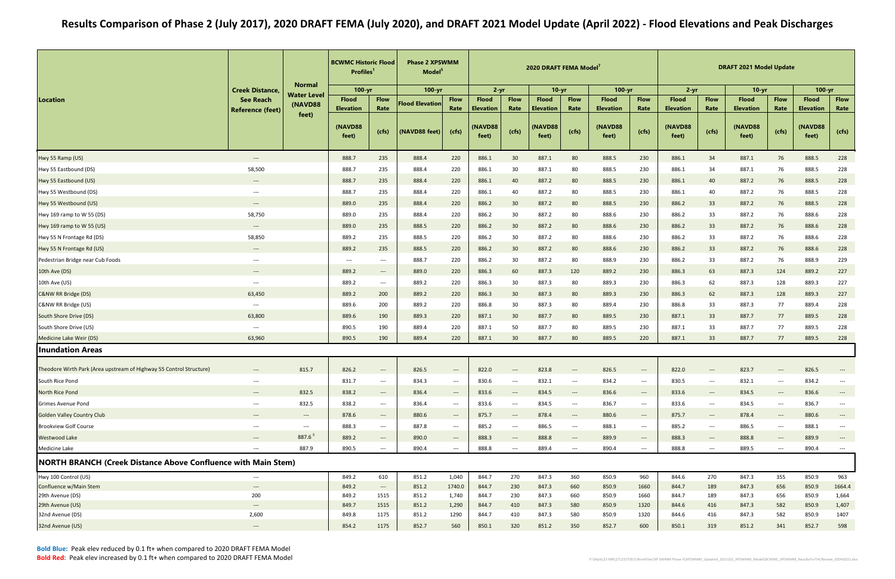# Results Comparison of Phase 2 (July 2017), 2020 DRAFT FEMA (July 2020), and DRAFT 2021 Model Update (April 2022) - Flood Elevations and Peak Discharges

| Location | Creek Distance, See Reach Reference (feet) | Normal Water Level (NAVD88 feet) | BCWMC Historic Flood Profiles[1] | | Phase 2 XPSWMM Model[5] | | 2020 DRAFT FEMA Model[7] | | | | | | DRAFT 2021 Model Update | | | | | |
|---|---|---|---|---|---|---|---|---|---|---|---|---|---|---|---|---|---|---|
| | | | 100-yr | | 100-yr | | 2-yr | | 10-yr | | 100-yr | | 2-yr | | 10-yr | | 100-yr | |
| | | | Flood Elevation (NAVD88 feet) | Flow Rate (cfs) | Flood Elevation (NAVD88 feet) | Flow Rate (cfs) | Flood Elevation (NAVD88 feet) | Flow Rate (cfs) | Flood Elevation (NAVD88 feet) | Flow Rate (cfs) | Flood Elevation (NAVD88 feet) | Flow Rate (cfs) | Flood Elevation (NAVD88 feet) | Flow Rate (cfs) | Flood Elevation (NAVD88 feet) | Flow Rate (cfs) | Flood Elevation (NAVD88 feet) | Flow Rate (cfs) |
| Hwy 55 Ramp (US) | --- | | 888.7 | 235 | 888.4 | 220 | 886.1 | 30 | 887.1 | 80 | 888.5 | 230 | 886.1 | 34 | 887.1 | 76 | 888.5 | 228 |
| Hwy 55 Eastbound (DS) | 58,500 | | 888.7 | 235 | 888.4 | 220 | 886.1 | 30 | 887.1 | 80 | 888.5 | 230 | 886.1 | 34 | 887.1 | 76 | 888.5 | 228 |
| Hwy 55 Eastbound (US) | --- | | 888.7 | 235 | 888.4 | 220 | 886.1 | 40 | 887.2 | 80 | 888.5 | 230 | 886.1 | 40 | 887.2 | 76 | 888.5 | 228 |
| Hwy 55 Westbound (DS) | --- | | 888.7 | 235 | 888.4 | 220 | 886.1 | 40 | 887.2 | 80 | 888.5 | 230 | 886.1 | 40 | 887.2 | 76 | 888.5 | 228 |
| Hwy 55 Westbound (US) | --- | | 889.0 | 235 | 888.4 | 220 | 886.2 | 30 | 887.2 | 80 | 888.5 | 230 | 886.2 | 33 | 887.2 | 76 | 888.5 | 228 |
| Hwy 169 ramp to W 55 (DS) | 58,750 | | 889.0 | 235 | 888.4 | 220 | 886.2 | 30 | 887.2 | 80 | 888.6 | 230 | 886.2 | 33 | 887.2 | 76 | 888.6 | 228 |
| Hwy 169 ramp to W 55 (US) | --- | | 889.0 | 235 | 888.5 | 220 | 886.2 | 30 | 887.2 | 80 | 888.6 | 230 | 886.2 | 33 | 887.2 | 76 | 888.6 | 228 |
| Hwy 55 N Frontage Rd (DS) | 58,850 | | 889.2 | 235 | 888.5 | 220 | 886.2 | 30 | 887.2 | 80 | 888.6 | 230 | 886.2 | 33 | 887.2 | 76 | 888.6 | 228 |
| Hwy 55 N Frontage Rd (US) | --- | | 889.2 | 235 | 888.5 | 220 | 886.2 | 30 | 887.2 | 80 | 888.6 | 230 | 886.2 | 33 | 887.2 | 76 | 888.6 | 228 |
| Pedestrian Bridge near Cub Foods | --- | | --- | --- | 888.7 | 220 | 886.2 | 30 | 887.2 | 80 | 888.9 | 230 | 886.2 | 33 | 887.2 | 76 | 888.9 | 229 |
| 10th Ave (DS) | --- | | 889.2 | --- | 889.0 | 220 | 886.3 | 60 | 887.3 | 120 | 889.2 | 230 | 886.3 | 63 | 887.3 | 124 | 889.2 | 227 |
| 10th Ave (US) | --- | | 889.2 | --- | 889.2 | 220 | 886.3 | 30 | 887.3 | 80 | 889.3 | 230 | 886.3 | 62 | 887.3 | 128 | 889.3 | 227 |
| C&NW RR Bridge (DS) | 63,450 | | 889.2 | 200 | 889.2 | 220 | 886.3 | 30 | 887.3 | 80 | 889.3 | 230 | 886.3 | 62 | 887.3 | 128 | 889.3 | 227 |
| C&NW RR Bridge (US) | --- | | 889.6 | 200 | 889.2 | 220 | 886.8 | 30 | 887.3 | 80 | 889.4 | 230 | 886.8 | 33 | 887.3 | 77 | 889.4 | 228 |
| South Shore Drive (DS) | 63,800 | | 889.6 | 190 | 889.3 | 220 | 887.1 | 30 | 887.7 | 80 | 889.5 | 230 | 887.1 | 33 | 887.7 | 77 | 889.5 | 228 |
| South Shore Drive (US) | --- | | 890.5 | 190 | 889.4 | 220 | 887.1 | 50 | 887.7 | 80 | 889.5 | 230 | 887.1 | 33 | 887.7 | 77 | 889.5 | 228 |
| Medicine Lake Weir (DS) | 63,960 | | 890.5 | 190 | 889.4 | 220 | 887.1 | 30 | 887.7 | 80 | 889.5 | 220 | 887.1 | 33 | 887.7 | 77 | 889.5 | 228 |
| **Inundation Areas** | | | | | | | | | | | | | | | | | | |
| Theodore Wirth Park (Area upstream of Highway 55 Control Structure) | --- | 815.7 | 826.2 | --- | 826.5 | --- | 822.0 | --- | 823.8 | --- | 826.5 | --- | 822.0 | --- | 823.7 | --- | 826.5 | --- |
| South Rice Pond | --- | | 831.7 | --- | 834.3 | --- | 830.6 | --- | 832.1 | --- | 834.2 | --- | 830.5 | --- | 832.1 | --- | 834.2 | --- |
| North Rice Pond | --- | 832.5 | 838.2 | --- | 836.4 | --- | 833.6 | --- | 834.5 | --- | 836.6 | --- | 833.6 | --- | 834.5 | --- | 836.6 | --- |
| Grimes Avenue Pond | --- | 832.5 | 838.2 | --- | 836.4 | --- | 833.6 | --- | 834.5 | --- | 836.7 | --- | 833.6 | --- | 834.5 | --- | 836.7 | --- |
| Golden Valley Country Club | --- | --- | 878.6 | --- | 880.6 | --- | 875.7 | --- | 878.4 | --- | 880.6 | --- | 875.7 | --- | 878.4 | --- | 880.6 | --- |
| Brookview Golf Course | --- | --- | 888.3 | --- | 887.8 | --- | 885.2 | --- | 886.5 | --- | 888.1 | --- | 885.2 | --- | 886.5 | --- | 888.1 | --- |
| Westwood Lake | --- | 887.6[3] | 889.2 | --- | 890.0 | --- | 888.3 | --- | 888.8 | --- | 889.9 | --- | 888.3 | --- | 888.8 | --- | 889.9 | --- |
| Medicine Lake | --- | 887.9 | 890.5 | --- | 890.4 | --- | 888.8 | --- | 889.4 | --- | 890.4 | --- | 888.8 | --- | 889.5 | --- | 890.4 | --- |
| **NORTH BRANCH (Creek Distance Above Confluence with Main Stem)** | | | | | | | | | | | | | | | | | | |
| Hwy 100 Control (US) | --- | | 849.2 | 610 | 851.2 | 1,040 | 844.7 | 270 | 847.3 | 360 | 850.9 | 960 | 844.6 | 270 | 847.3 | 355 | 850.9 | 963 |
| Confluence w/Main Stem | --- | | 849.2 | --- | 851.2 | 1740.0 | 844.7 | 230 | 847.3 | 660 | 850.9 | 1660 | 844.7 | 189 | 847.3 | 656 | 850.9 | 1664.4 |
| 29th Avenue (DS) | 200 | | 849.2 | 1515 | 851.2 | 1,740 | 844.7 | 230 | 847.3 | 660 | 850.9 | 1660 | 844.7 | 189 | 847.3 | 656 | 850.9 | 1,664 |
| 29th Avenue (US) | --- | | 849.7 | 1515 | 851.2 | 1,290 | 844.7 | 410 | 847.3 | 580 | 850.9 | 1320 | 844.6 | 416 | 847.3 | 582 | 850.9 | 1,407 |
| 32nd Avenue (DS) | 2,600 | | 849.8 | 1175 | 851.2 | 1290 | 844.7 | 410 | 847.3 | 580 | 850.9 | 1320 | 844.6 | 416 | 847.3 | 582 | 850.9 | 1407 |
| 32nd Avenue (US) | --- | | 854.2 | 1175 | 852.7 | 560 | 850.1 | 320 | 851.2 | 350 | 852.7 | 600 | 850.1 | 319 | 851.2 | 341 | 852.7 | 598 |

**Bold Blue:** Peak elev reduced by 0.1 ft+ when compared to 2020 DRAFT FEMA Model
**Bold Red:** Peak elev increased by 0.1 ft+ when compared to 2020 DRAFT FEMA Model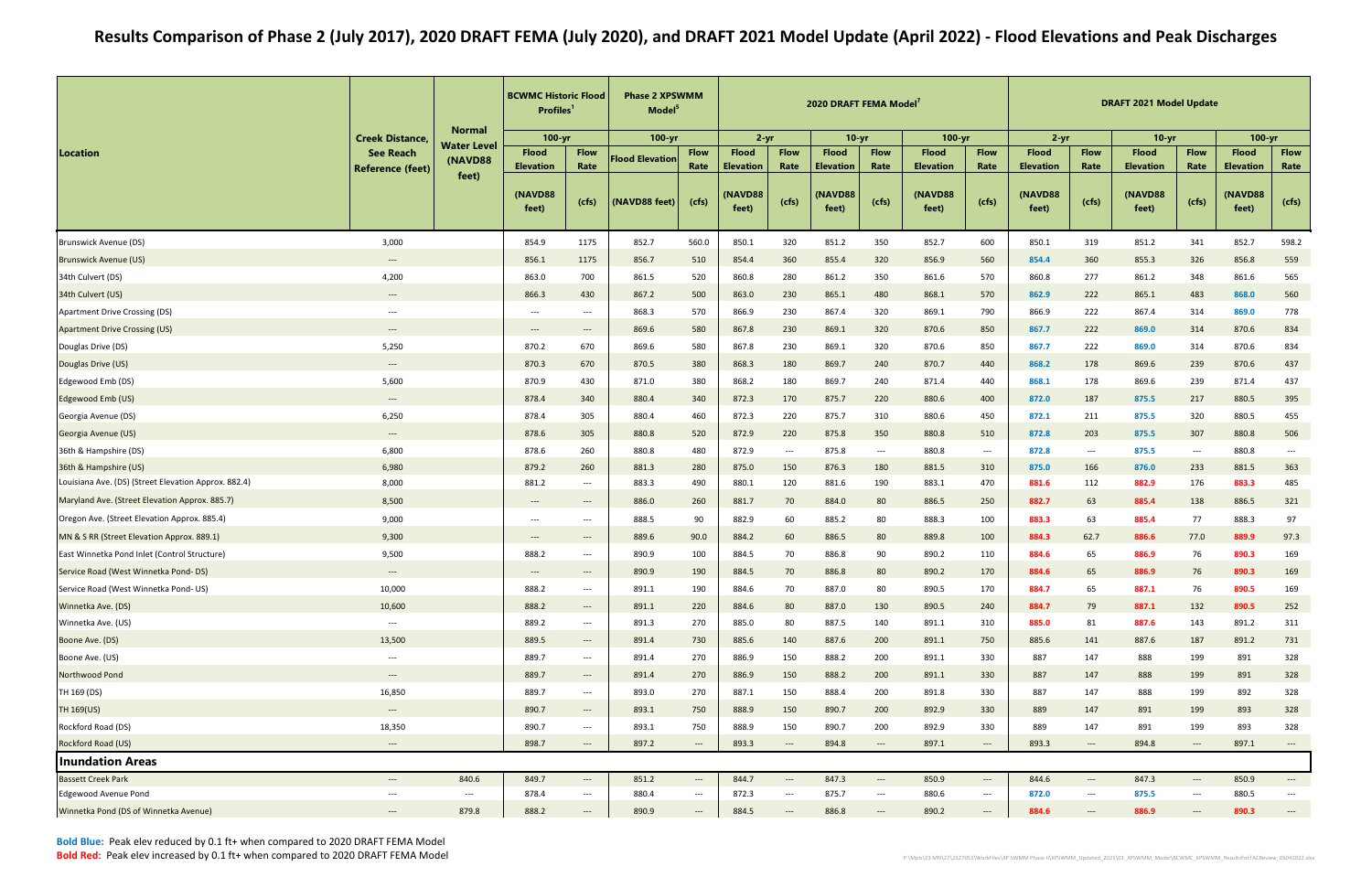# Results Comparison of Phase 2 (July 2017), 2020 DRAFT FEMA (July 2020), and DRAFT 2021 Model Update (April 2022) - Flood Elevations and Peak Discharges

| Location | Creek Distance, See Reach Reference (feet) | Normal Water Level (NAVD88 feet) | BCWMC Historic Flood Profiles[1] | | Phase 2 XPSWMM Model[5] | | 2020 DRAFT FEMA Model[7] | | | | | | DRAFT 2021 Model Update | | | | | |
|---|---|---|---|---|---|---|---|---|---|---|---|---|---|---|---|---|---|---|
| | | | 100-yr | | 100-yr | | 2-yr | | 10-yr | | 100-yr | | 2-yr | | 10-yr | | 100-yr | |
| | | | Flood Elevation (NAVD88 feet) | Flow Rate (cfs) | Flood Elevation (NAVD88 feet) | Flow Rate (cfs) | Flood Elevation (NAVD88 feet) | Flow Rate (cfs) | Flood Elevation (NAVD88 feet) | Flow Rate (cfs) | Flood Elevation (NAVD88 feet) | Flow Rate (cfs) | Flood Elevation (NAVD88 feet) | Flow Rate (cfs) | Flood Elevation (NAVD88 feet) | Flow Rate (cfs) | Flood Elevation (NAVD88 feet) | Flow Rate (cfs) |
| Brunswick Avenue (DS) | 3,000 | | 854.9 | 1175 | 852.7 | 560.0 | 850.1 | 320 | 851.2 | 350 | 852.7 | 600 | 850.1 | 319 | 851.2 | 341 | 852.7 | 598.2 |
| Brunswick Avenue (US) | --- | | 856.1 | 1175 | 856.7 | 510 | 854.4 | 360 | 855.4 | 320 | 856.9 | 560 | **854.4** | 360 | 855.3 | 326 | 856.8 | 559 |
| 34th Culvert (DS) | 4,200 | | 863.0 | 700 | 861.5 | 520 | 860.8 | 280 | 861.2 | 350 | 861.6 | 570 | 860.8 | 277 | 861.2 | 348 | 861.6 | 565 |
| 34th Culvert (US) | --- | | 866.3 | 430 | 867.2 | 500 | 863.0 | 230 | 865.1 | 480 | 868.1 | 570 | **862.9** | 222 | 865.1 | 483 | **868.0** | 560 |
| Apartment Drive Crossing (DS) | --- | | --- | --- | 868.3 | 570 | 866.9 | 230 | 867.4 | 320 | 869.1 | 790 | 866.9 | 222 | 867.4 | 314 | **869.0** | 778 |
| Apartment Drive Crossing (US) | --- | | --- | --- | 869.6 | 580 | 867.8 | 230 | 869.1 | 320 | 870.6 | 850 | **867.7** | 222 | **869.0** | 314 | 870.6 | 834 |
| Douglas Drive (DS) | 5,250 | | 870.2 | 670 | 869.6 | 580 | 867.8 | 230 | 869.1 | 320 | 870.6 | 850 | **867.7** | 222 | **869.0** | 314 | 870.6 | 834 |
| Douglas Drive (US) | --- | | 870.3 | 670 | 870.5 | 380 | 868.3 | 180 | 869.7 | 240 | 870.7 | 440 | **868.2** | 178 | 869.6 | 239 | 870.6 | 437 |
| Edgewood Emb (DS) | 5,600 | | 870.9 | 430 | 871.0 | 380 | 868.2 | 180 | 869.7 | 240 | 871.4 | 440 | **868.1** | 178 | 869.6 | 239 | 871.4 | 437 |
| Edgewood Emb (US) | --- | | 878.4 | 340 | 880.4 | 340 | 872.3 | 170 | 875.7 | 220 | 880.6 | 400 | **872.0** | 187 | **875.5** | 217 | 880.5 | 395 |
| Georgia Avenue (DS) | 6,250 | | 878.4 | 305 | 880.4 | 460 | 872.3 | 220 | 875.7 | 310 | 880.6 | 450 | **872.1** | 211 | **875.5** | 320 | 880.5 | 455 |
| Georgia Avenue (US) | --- | | 878.6 | 305 | 880.8 | 520 | 872.9 | 220 | 875.8 | 350 | 880.8 | 510 | **872.8** | 203 | **875.5** | 307 | 880.8 | 506 |
| 36th & Hampshire (DS) | 6,800 | | 878.6 | 260 | 880.8 | 480 | 872.9 | --- | 875.8 | --- | 880.8 | --- | **872.8** | --- | **875.5** | --- | 880.8 | --- |
| 36th & Hampshire (US) | 6,980 | | 879.2 | 260 | 881.3 | 280 | 875.0 | 150 | 876.3 | 180 | 881.5 | 310 | **875.0** | 166 | **876.0** | 233 | 881.5 | 363 |
| Louisiana Ave. (DS) (Street Elevation Approx. 882.4) | 8,000 | | 881.2 | --- | 883.3 | 490 | 880.1 | 120 | 881.6 | 190 | 883.1 | 470 | **881.6** | 112 | **882.9** | 176 | **883.3** | 485 |
| Maryland Ave. (Street Elevation Approx. 885.7) | 8,500 | | --- | --- | 886.0 | 260 | 881.7 | 70 | 884.0 | 80 | 886.5 | 250 | **882.7** | 63 | **885.4** | 138 | 886.5 | 321 |
| Oregon Ave. (Street Elevation Approx. 885.4) | 9,000 | | --- | --- | 888.5 | 90 | 882.9 | 60 | 885.2 | 80 | 888.3 | 100 | **883.3** | 63 | **885.4** | 77 | 888.3 | 97 |
| MN & S RR (Street Elevation Approx. 889.1) | 9,300 | | --- | --- | 889.6 | 90.0 | 884.2 | 60 | 886.5 | 80 | 889.8 | 100 | **884.3** | 62.7 | **886.6** | 77.0 | **889.9** | 97.3 |
| East Winnetka Pond Inlet (Control Structure) | 9,500 | | 888.2 | --- | 890.9 | 100 | 884.5 | 70 | 886.8 | 90 | 890.2 | 110 | **884.6** | 65 | **886.9** | 76 | **890.3** | 169 |
| Service Road (West Winnetka Pond- DS) | --- | | --- | --- | 890.9 | 190 | 884.5 | 70 | 886.8 | 80 | 890.2 | 170 | **884.6** | 65 | **886.9** | 76 | **890.3** | 169 |
| Service Road (West Winnetka Pond- US) | 10,000 | | 888.2 | --- | 891.1 | 190 | 884.6 | 70 | 887.0 | 80 | 890.5 | 170 | **884.7** | 65 | **887.1** | 76 | **890.5** | 169 |
| Winnetka Ave. (DS) | 10,600 | | 888.2 | --- | 891.1 | 220 | 884.6 | 80 | 887.0 | 130 | 890.5 | 240 | **884.7** | 79 | **887.1** | 132 | **890.5** | 252 |
| Winnetka Ave. (US) | --- | | 889.2 | --- | 891.3 | 270 | 885.0 | 80 | 887.5 | 140 | 891.1 | 310 | **885.0** | 81 | **887.6** | 143 | 891.2 | 311 |
| Boone Ave. (DS) | 13,500 | | 889.5 | --- | 891.4 | 730 | 885.6 | 140 | 887.6 | 200 | 891.1 | 750 | 885.6 | 141 | 887.6 | 187 | 891.2 | 731 |
| Boone Ave. (US) | --- | | 889.7 | --- | 891.4 | 270 | 886.9 | 150 | 888.2 | 200 | 891.1 | 330 | 887 | 147 | 888 | 199 | 891 | 328 |
| Northwood Pond | --- | | 889.7 | --- | 891.4 | 270 | 886.9 | 150 | 888.2 | 200 | 891.1 | 330 | 887 | 147 | 888 | 199 | 891 | 328 |
| TH 169 (DS) | 16,850 | | 889.7 | --- | 893.0 | 270 | 887.1 | 150 | 888.4 | 200 | 891.8 | 330 | 887 | 147 | 888 | 199 | 892 | 328 |
| TH 169(US) | --- | | 890.7 | --- | 893.1 | 750 | 888.9 | 150 | 890.7 | 200 | 892.9 | 330 | 889 | 147 | 891 | 199 | 893 | 328 |
| Rockford Road (DS) | 18,350 | | 890.7 | --- | 893.1 | 750 | 888.9 | 150 | 890.7 | 200 | 892.9 | 330 | 889 | 147 | 891 | 199 | 893 | 328 |
| Rockford Road (US) | --- | | 898.7 | --- | 897.2 | --- | 893.3 | --- | 894.8 | --- | 897.1 | --- | 893.3 | --- | 894.8 | --- | 897.1 | --- |
| **Inundation Areas** | | | | | | | | | | | | | | | | | | |
| Bassett Creek Park | --- | 840.6 | 849.7 | --- | 851.2 | --- | 844.7 | --- | 847.3 | --- | 850.9 | --- | 844.6 | --- | 847.3 | --- | 850.9 | --- |
| Edgewood Avenue Pond | --- | --- | 878.4 | --- | 880.4 | --- | 872.3 | --- | 875.7 | --- | 880.6 | --- | **872.0** | --- | **875.5** | --- | 880.5 | --- |
| Winnetka Pond (DS of Winnetka Avenue) | --- | 879.8 | 888.2 | --- | 890.9 | --- | 884.5 | --- | 886.8 | --- | 890.2 | --- | **884.6** | --- | **886.9** | --- | **890.3** | --- |

**Bold Blue:** Peak elev reduced by 0.1 ft+ when compared to 2020 DRAFT FEMA Model
**Bold Red:** Peak elev increased by 0.1 ft+ when compared to 2020 DRAFT FEMA Model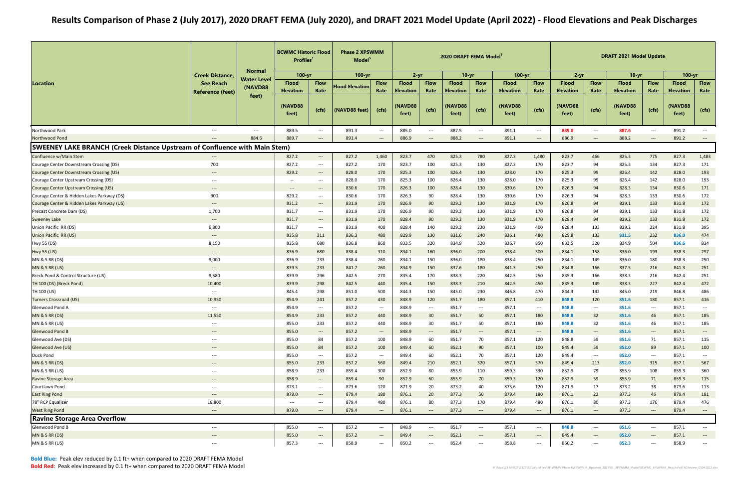# Results Comparison of Phase 2 (July 2017), 2020 DRAFT FEMA (July 2020), and DRAFT 2021 Model Update (April 2022) - Flood Elevations and Peak Discharges

| Location | Creek Distance, See Reach Reference (feet) | Normal Water Level (NAVD88 feet) | BCWMC Historic Flood Profiles[1] | | Phase 2 XPSWMM Model[5] | | 2020 DRAFT FEMA Model[7] | | | | | | DRAFT 2021 Model Update | | | | | |
|---|---|---|---|---|---|---|---|---|---|---|---|---|---|---|---|---|---|---|
| | | | 100-yr | | 100-yr | | 2-yr | | 10-yr | | 100-yr | | 2-yr | | 10-yr | | 100-yr | |
| | | | Flood Elevation | Flow Rate | Flood Elevation | Flow Rate | Flood Elevation | Flow Rate | Flood Elevation | Flow Rate | Flood Elevation | Flow Rate | Flood Elevation | Flow Rate | Flood Elevation | Flow Rate | Flood Elevation | Flow Rate |
| | | | (NAVD88 feet) | (cfs) | (NAVD88 feet) | (cfs) | (NAVD88 feet) | (cfs) | (NAVD88 feet) | (cfs) | (NAVD88 feet) | (cfs) | (NAVD88 feet) | (cfs) | (NAVD88 feet) | (cfs) | (NAVD88 feet) | (cfs) |
| Northwood Park | --- | --- | 889.5 | --- | 891.3 | --- | 885.0 | --- | 887.5 | --- | 891.1 | --- | **885.0** | --- | **887.6** | --- | 891.2 | --- |
| Northwood Pond | --- | 884.6 | 889.7 | --- | 891.4 | --- | 886.9 | --- | 888.2 | --- | 891.1 | --- | 886.9 | --- | 888.2 | --- | 891.2 | --- |
| **SWEENEY LAKE BRANCH (Creek Distance Upstream of Confluence with Main Stem)** | | | | | | | | | | | | | | | | | | |
| Confluence w/Main Stem | --- | | 827.2 | --- | 827.2 | 1,460 | 823.7 | 470 | 825.3 | 780 | 827.3 | 1,480 | 823.7 | 466 | 825.3 | 775 | 827.3 | 1,483 |
| Courage Center Downstream Crossing (DS) | 700 | | 827.2 | --- | 827.2 | 170 | 823.7 | 100 | 825.3 | 130 | 827.3 | 170 | 823.7 | 94 | 825.3 | 134 | 827.3 | 171 |
| Courage Center Downstream Crossing (US) | --- | | 829.2 | --- | 828.0 | 170 | 825.3 | 100 | 826.4 | 130 | 828.0 | 170 | 825.3 | 99 | 826.4 | 142 | 828.0 | 193 |
| Courage Center Upstream Crossing (DS) | --- | | -- | --- | 828.0 | 170 | 825.3 | 100 | 826.4 | 130 | 828.0 | 170 | 825.3 | 99 | 826.4 | 142 | 828.0 | 193 |
| Courage Center Upstream Crossing (US) | --- | | --- | --- | 830.6 | 170 | 826.3 | 100 | 828.4 | 130 | 830.6 | 170 | 826.3 | 94 | 828.3 | 134 | 830.6 | 171 |
| Courage Center & Hidden Lakes Parkway (DS) | 900 | | 829.2 | --- | 830.6 | 170 | 826.3 | 90 | 828.4 | 130 | 830.6 | 170 | 826.3 | 94 | 828.3 | 133 | 830.6 | 172 |
| Courage Center & Hidden Lakes Parkway (US) | --- | | 831.2 | --- | 831.9 | 170 | 826.9 | 90 | 829.2 | 130 | 831.9 | 170 | 826.8 | 94 | 829.1 | 133 | 831.8 | 172 |
| Precast Concrete Dam (DS) | 1,700 | | 831.7 | --- | 831.9 | 170 | 826.9 | 90 | 829.2 | 130 | 831.9 | 170 | 826.8 | 94 | 829.1 | 133 | 831.8 | 172 |
| Sweeney Lake | --- | | 831.7 | --- | 831.9 | 170 | 828.4 | 90 | 829.2 | 130 | 831.9 | 170 | 828.4 | 94 | 829.2 | 133 | 831.8 | 172 |
| Union Pacific RR (DS) | 6,800 | | 831.7 | --- | 831.9 | 400 | 828.4 | 140 | 829.2 | 230 | 831.9 | 400 | 828.4 | 133 | 829.2 | 224 | 831.8 | 395 |
| Union Pacific RR (US) | --- | | 835.8 | 311 | 836.3 | 480 | 829.9 | 130 | 831.6 | 240 | 836.1 | 480 | 829.8 | 133 | **831.5** | 232 | **836.0** | 474 |
| Hwy 55 (DS) | 8,150 | | 835.8 | 680 | 836.8 | 860 | 833.5 | 320 | 834.9 | 520 | 836.7 | 850 | 833.5 | 320 | 834.9 | 504 | **836.6** | 834 |
| Hwy 55 (US) | --- | | 836.9 | 680 | 838.4 | 310 | 834.1 | 160 | 836.0 | 200 | 838.4 | 300 | 834.1 | 158 | 836.0 | 193 | 838.3 | 297 |
| MN & S RR (DS) | 9,000 | | 836.9 | 233 | 838.4 | 260 | 834.1 | 150 | 836.0 | 180 | 838.4 | 250 | 834.1 | 149 | 836.0 | 180 | 838.3 | 250 |
| MN & S RR (US) | --- | | 839.5 | 233 | 841.7 | 260 | 834.9 | 150 | 837.6 | 180 | 841.3 | 250 | 834.8 | 166 | 837.5 | 216 | 841.3 | 251 |
| Breck Pond & Control Structure (US) | 9,580 | | 839.9 | 296 | 842.5 | 270 | 835.4 | 170 | 838.3 | 220 | 842.5 | 250 | 835.3 | 166 | 838.3 | 216 | 842.4 | 251 |
| TH 100 (DS) (Breck Pond) | 10,400 | | 839.9 | 298 | 842.5 | 440 | 835.4 | 150 | 838.3 | 210 | 842.5 | 450 | 835.3 | 149 | 838.3 | 227 | 842.4 | 472 |
| TH 100 (US) | --- | | 845.4 | 298 | 851.0 | 500 | 844.3 | 150 | 845.0 | 230 | 846.8 | 470 | 844.3 | 142 | 845.0 | 219 | 846.8 | 486 |
| Turners Crossroad (US) | 10,950 | | 854.9 | 241 | 857.2 | 430 | 848.9 | 120 | 851.7 | 180 | 857.1 | 410 | **848.8** | 120 | **851.6** | 180 | 857.1 | 416 |
| Glenwood Pond A | --- | | 854.9 | --- | 857.2 | --- | 848.9 | --- | 851.7 | --- | 857.1 | --- | **848.8** | --- | **851.6** | --- | 857.1 | --- |
| MN & S RR (DS) | 11,550 | | 854.9 | 233 | 857.2 | 440 | 848.9 | 30 | 851.7 | 50 | 857.1 | 180 | **848.8** | 32 | **851.6** | 46 | 857.1 | 185 |
| MN & S RR (US) | --- | | 855.0 | 233 | 857.2 | 440 | 848.9 | 30 | 851.7 | 50 | 857.1 | 180 | **848.8** | 32 | **851.6** | 46 | 857.1 | 185 |
| Glenwood Pond B | --- | | 855.0 | --- | 857.2 | --- | 848.9 | --- | 851.7 | --- | 857.1 | --- | **848.8** | --- | **851.6** | --- | 857.1 | --- |
| Glenwood Ave (DS) | --- | | 855.0 | 84 | 857.2 | 100 | 848.9 | 60 | 851.7 | 70 | 857.1 | 120 | **848.8** | 59 | **851.6** | 71 | 857.1 | 115 |
| Glenwood Ave (US) | --- | | 855.0 | 84 | 857.2 | 100 | 849.4 | 60 | 852.1 | 90 | 857.1 | 100 | 849.4 | 59 | **852.0** | 89 | 857.1 | 100 |
| Duck Pond | --- | | 855.0 | --- | 857.2 | --- | 849.4 | 60 | 852.1 | 70 | 857.1 | 120 | 849.4 | --- | **852.0** | --- | 857.1 | --- |
| MN & S RR (DS) | --- | | 855.0 | 233 | 857.2 | 560 | 849.4 | 210 | 852.1 | 320 | 857.1 | 570 | 849.4 | 213 | **852.0** | 315 | 857.1 | 567 |
| MN & S RR (US) | --- | | 858.9 | 233 | 859.4 | 300 | 852.9 | 80 | 855.9 | 110 | 859.3 | 330 | 852.9 | 79 | 855.9 | 108 | 859.3 | 360 |
| Ravine Storage Area | --- | | 858.9 | --- | 859.4 | 90 | 852.9 | 60 | 855.9 | 70 | 859.3 | 120 | 852.9 | 59 | 855.9 | 71 | 859.3 | 115 |
| Courtlawn Pond | --- | | 873.1 | --- | 873.6 | 120 | 871.9 | 20 | 873.2 | 40 | 873.6 | 120 | 871.9 | 17 | 873.2 | 38 | 873.6 | 113 |
| East Ring Pond | --- | | 879.0 | --- | 879.4 | 180 | 876.1 | 20 | 877.3 | 50 | 879.4 | 180 | 876.1 | 22 | 877.3 | 46 | 879.4 | 181 |
| 78" RCP Equalizer | 18,800 | | --- | --- | 879.4 | 480 | 876.1 | 80 | 877.3 | 170 | 879.4 | 480 | 876.1 | 80 | 877.3 | 176 | 879.4 | 476 |
| West Ring Pond | --- | | 879.0 | --- | 879.4 | --- | 876.1 | --- | 877.3 | --- | 879.4 | --- | 876.1 | --- | 877.3 | --- | 879.4 | --- |
| **Ravine Storage Area Overflow** | | | | | | | | | | | | | | | | | | |
| Glenwood Pond B | --- | | 855.0 | --- | 857.2 | --- | 848.9 | --- | 851.7 | --- | 857.1 | --- | **848.8** | --- | **851.6** | --- | 857.1 | --- |
| MN & S RR (DS) | --- | | 855.0 | --- | 857.2 | --- | 849.4 | --- | 852.1 | --- | 857.1 | --- | 849.4 | --- | **852.0** | --- | 857.1 | --- |
| MN & S RR (US) | --- | | 857.3 | --- | 858.9 | --- | 850.2 | --- | 852.4 | --- | 858.8 | --- | 850.2 | --- | **852.3** | --- | 858.9 | --- |

**Bold Blue:** Peak elev reduced by 0.1 ft+ when compared to 2020 DRAFT FEMA Model

**Bold Red:** Peak elev increased by 0.1 ft+ when compared to 2020 DRAFT FEMA Model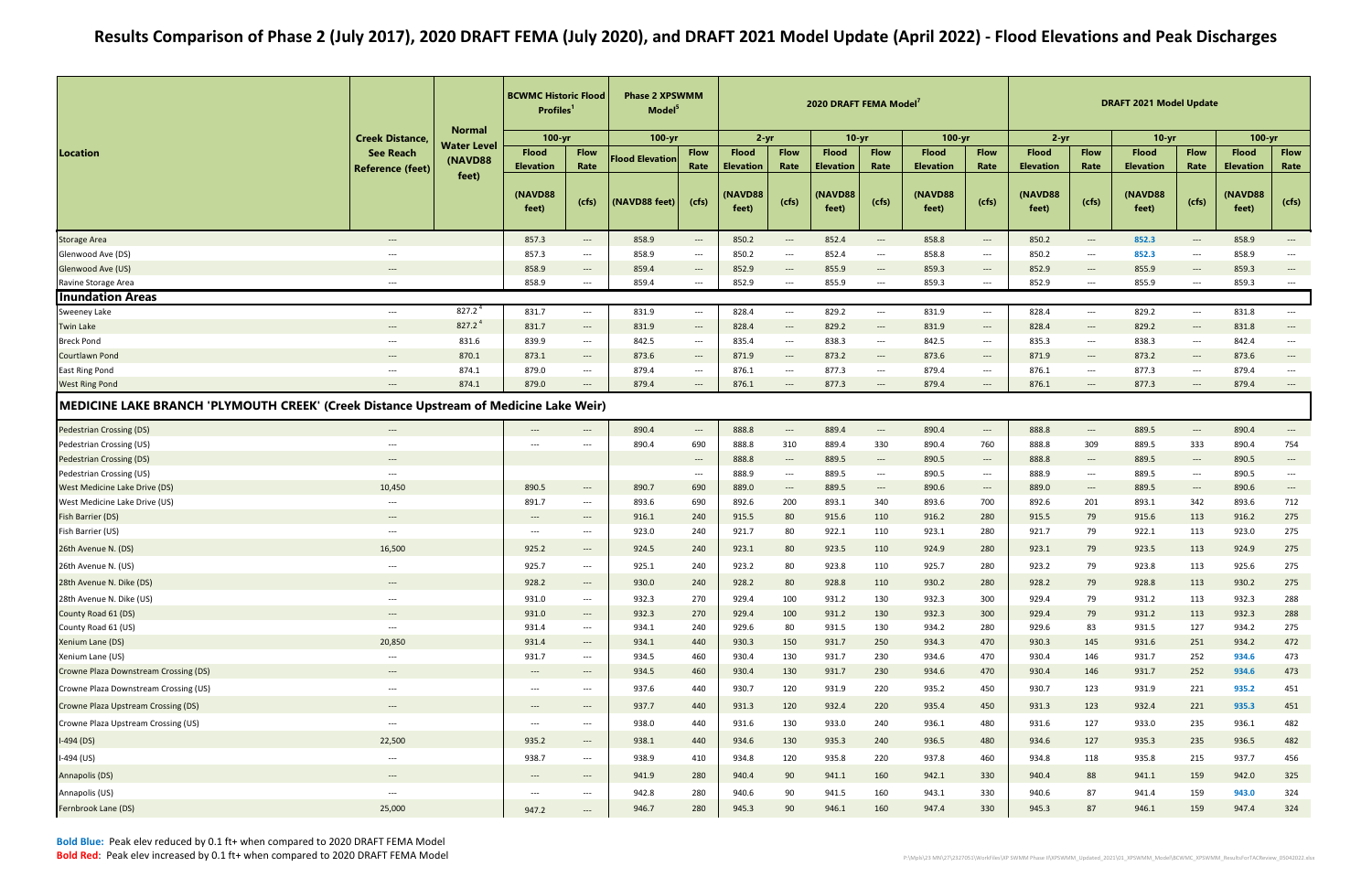# Results Comparison of Phase 2 (July 2017), 2020 DRAFT FEMA (July 2020), and DRAFT 2021 Model Update (April 2022) - Flood Elevations and Peak Discharges

| Location | Creek Distance, See Reach Reference (feet) | Normal Water Level (NAVD88 feet) | BCWMC Historic Flood Profiles[1] | | Phase 2 XPSWMM Model[5] | | 2020 DRAFT FEMA Model[7] | | | | | | DRAFT 2021 Model Update | | | | | |
|---|---|---|---|---|---|---|---|---|---|---|---|---|---|---|---|---|---|---|
| | | | 100-yr | | 100-yr | | 2-yr | | 10-yr | | 100-yr | | 2-yr | | 10-yr | | 100-yr | |
| | | | Flood Elevation (NAVD88 feet) | Flow Rate (cfs) | Flood Elevation (NAVD88 feet) | Flow Rate (cfs) | Flood Elevation (NAVD88 feet) | Flow Rate (cfs) | Flood Elevation (NAVD88 feet) | Flow Rate (cfs) | Flood Elevation (NAVD88 feet) | Flow Rate (cfs) | Flood Elevation (NAVD88 feet) | Flow Rate (cfs) | Flood Elevation (NAVD88 feet) | Flow Rate (cfs) | Flood Elevation (NAVD88 feet) | Flow Rate (cfs) |
| Storage Area | --- | | 857.3 | --- | 858.9 | --- | 850.2 | --- | 852.4 | --- | 858.8 | --- | 850.2 | --- | **852.3** | --- | 858.9 | --- |
| Glenwood Ave (DS) | --- | | 857.3 | --- | 858.9 | --- | 850.2 | --- | 852.4 | --- | 858.8 | --- | 850.2 | --- | **852.3** | --- | 858.9 | --- |
| Glenwood Ave (US) | --- | | 858.9 | --- | 859.4 | --- | 852.9 | --- | 855.9 | --- | 859.3 | --- | 852.9 | --- | 855.9 | --- | 859.3 | --- |
| Ravine Storage Area | --- | | 858.9 | --- | 859.4 | --- | 852.9 | --- | 855.9 | --- | 859.3 | --- | 852.9 | --- | 855.9 | --- | 859.3 | --- |
| **Inundation Areas** | | | | | | | | | | | | | | | | | | |
| Sweeney Lake | --- | 827.2[4] | 831.7 | --- | 831.9 | --- | 828.4 | --- | 829.2 | --- | 831.9 | --- | 828.4 | --- | 829.2 | --- | 831.8 | --- |
| Twin Lake | --- | 827.2[4] | 831.7 | --- | 831.9 | --- | 828.4 | --- | 829.2 | --- | 831.9 | --- | 828.4 | --- | 829.2 | --- | 831.8 | --- |
| Breck Pond | --- | 831.6 | 839.9 | --- | 842.5 | --- | 835.4 | --- | 838.3 | --- | 842.5 | --- | 835.3 | --- | 838.3 | --- | 842.4 | --- |
| Courtlawn Pond | --- | 870.1 | 873.1 | --- | 873.6 | --- | 871.9 | --- | 873.2 | --- | 873.6 | --- | 871.9 | --- | 873.2 | --- | 873.6 | --- |
| East Ring Pond | --- | 874.1 | 879.0 | --- | 879.4 | --- | 876.1 | --- | 877.3 | --- | 879.4 | --- | 876.1 | --- | 877.3 | --- | 879.4 | --- |
| West Ring Pond | --- | 874.1 | 879.0 | --- | 879.4 | --- | 876.1 | --- | 877.3 | --- | 879.4 | --- | 876.1 | --- | 877.3 | --- | 879.4 | --- |
| **MEDICINE LAKE BRANCH 'PLYMOUTH CREEK' (Creek Distance Upstream of Medicine Lake Weir)** | | | | | | | | | | | | | | | | | | |
| Pedestrian Crossing (DS) | --- | | --- | --- | 890.4 | --- | 888.8 | --- | 889.4 | --- | 890.4 | --- | 888.8 | --- | 889.5 | --- | 890.4 | --- |
| Pedestrian Crossing (US) | --- | | --- | --- | 890.4 | 690 | 888.8 | 310 | 889.4 | 330 | 890.4 | 760 | 888.8 | 309 | 889.5 | 333 | 890.4 | 754 |
| Pedestrian Crossing (DS) | --- | | | | | --- | 888.8 | --- | 889.5 | --- | 890.5 | --- | 888.8 | --- | 889.5 | --- | 890.5 | --- |
| Pedestrian Crossing (US) | --- | | | | | --- | 888.9 | --- | 889.5 | --- | 890.5 | --- | 888.9 | --- | 889.5 | --- | 890.5 | --- |
| West Medicine Lake Drive (DS) | 10,450 | | 890.5 | --- | 890.7 | 690 | 889.0 | --- | 889.5 | --- | 890.6 | --- | 889.0 | --- | 889.5 | --- | 890.6 | --- |
| West Medicine Lake Drive (US) | --- | | 891.7 | --- | 893.6 | 690 | 892.6 | 200 | 893.1 | 340 | 893.6 | 700 | 892.6 | 201 | 893.1 | 342 | 893.6 | 712 |
| Fish Barrier (DS) | --- | | --- | --- | 916.1 | 240 | 915.5 | 80 | 915.6 | 110 | 916.2 | 280 | 915.5 | 79 | 915.6 | 113 | 916.2 | 275 |
| Fish Barrier (US) | --- | | --- | --- | 923.0 | 240 | 921.7 | 80 | 922.1 | 110 | 923.1 | 280 | 921.7 | 79 | 922.1 | 113 | 923.0 | 275 |
| 26th Avenue N. (DS) | 16,500 | | 925.2 | --- | 924.5 | 240 | 923.1 | 80 | 923.5 | 110 | 924.9 | 280 | 923.1 | 79 | 923.5 | 113 | 924.9 | 275 |
| 26th Avenue N. (US) | --- | | 925.7 | --- | 925.1 | 240 | 923.2 | 80 | 923.8 | 110 | 925.7 | 280 | 923.2 | 79 | 923.8 | 113 | 925.6 | 275 |
| 28th Avenue N. Dike (DS) | --- | | 928.2 | --- | 930.0 | 240 | 928.2 | 80 | 928.8 | 110 | 930.2 | 280 | 928.2 | 79 | 928.8 | 113 | 930.2 | 275 |
| 28th Avenue N. Dike (US) | --- | | 931.0 | --- | 932.3 | 270 | 929.4 | 100 | 931.2 | 130 | 932.3 | 300 | 929.4 | 79 | 931.2 | 113 | 932.3 | 288 |
| County Road 61 (DS) | --- | | 931.0 | --- | 932.3 | 270 | 929.4 | 100 | 931.2 | 130 | 932.3 | 300 | 929.4 | 79 | 931.2 | 113 | 932.3 | 288 |
| County Road 61 (US) | --- | | 931.4 | --- | 934.1 | 240 | 929.6 | 80 | 931.5 | 130 | 934.2 | 280 | 929.6 | 83 | 931.5 | 127 | 934.2 | 275 |
| Xenium Lane (DS) | 20,850 | | 931.4 | --- | 934.1 | 440 | 930.3 | 150 | 931.7 | 250 | 934.3 | 470 | 930.3 | 145 | 931.6 | 251 | 934.2 | 472 |
| Xenium Lane (US) | --- | | 931.7 | --- | 934.5 | 460 | 930.4 | 130 | 931.7 | 230 | 934.6 | 470 | 930.4 | 146 | 931.7 | 252 | **934.6** | 473 |
| Crowne Plaza Downstream Crossing (DS) | --- | | --- | --- | 934.5 | 460 | 930.4 | 130 | 931.7 | 230 | 934.6 | 470 | 930.4 | 146 | 931.7 | 252 | **934.6** | 473 |
| Crowne Plaza Downstream Crossing (US) | --- | | --- | --- | 937.6 | 440 | 930.7 | 120 | 931.9 | 220 | 935.2 | 450 | 930.7 | 123 | 931.9 | 221 | **935.2** | 451 |
| Crowne Plaza Upstream Crossing (DS) | --- | | --- | --- | 937.7 | 440 | 931.3 | 120 | 932.4 | 220 | 935.4 | 450 | 931.3 | 123 | 932.4 | 221 | **935.3** | 451 |
| Crowne Plaza Upstream Crossing (US) | --- | | --- | --- | 938.0 | 440 | 931.6 | 130 | 933.0 | 240 | 936.1 | 480 | 931.6 | 127 | 933.0 | 235 | 936.1 | 482 |
| I-494 (DS) | 22,500 | | 935.2 | --- | 938.1 | 440 | 934.6 | 130 | 935.3 | 240 | 936.5 | 480 | 934.6 | 127 | 935.3 | 235 | 936.5 | 482 |
| I-494 (US) | --- | | 938.7 | --- | 938.9 | 410 | 934.8 | 120 | 935.8 | 220 | 937.8 | 460 | 934.8 | 118 | 935.8 | 215 | 937.7 | 456 |
| Annapolis (DS) | --- | | --- | --- | 941.9 | 280 | 940.4 | 90 | 941.1 | 160 | 942.1 | 330 | 940.4 | 88 | 941.1 | 159 | 942.0 | 325 |
| Annapolis (US) | --- | | --- | --- | 942.8 | 280 | 940.6 | 90 | 941.5 | 160 | 943.1 | 330 | 940.6 | 87 | 941.4 | 159 | **943.0** | 324 |
| Fernbrook Lane (DS) | 25,000 | | 947.2 | --- | 946.7 | 280 | 945.3 | 90 | 946.1 | 160 | 947.4 | 330 | 945.3 | 87 | 946.1 | 159 | 947.4 | 324 |

**Bold Blue:** Peak elev reduced by 0.1 ft+ when compared to 2020 DRAFT FEMA Model

**Bold Red:** Peak elev increased by 0.1 ft+ when compared to 2020 DRAFT FEMA Model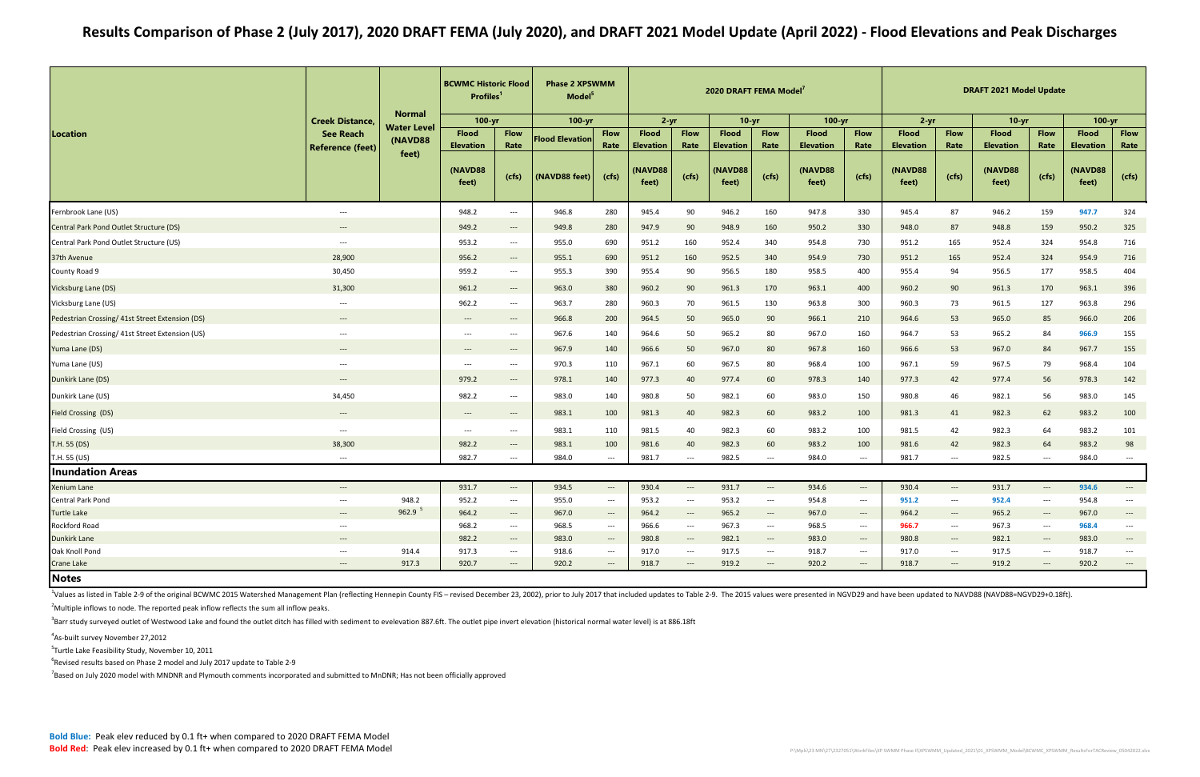# Results Comparison of Phase 2 (July 2017), 2020 DRAFT FEMA (July 2020), and DRAFT 2021 Model Update (April 2022) - Flood Elevations and Peak Discharges

| Location | Creek Distance, See Reach Reference (feet) | Normal Water Level (NAVD88 feet) | BCWMC Historic Flood Profiles[1] | | Phase 2 XPSWMM Model[6] | | 2020 DRAFT FEMA Model[7] | | | | | | DRAFT 2021 Model Update | | | | | |
|---|---|---|---|---|---|---|---|---|---|---|---|---|---|---|---|---|---|---|
| | | | 100-yr | | 100-yr | | 2-yr | | 10-yr | | 100-yr | | 2-yr | | 10-yr | | 100-yr | |
| | | | Flood Elevation (NAVD88 feet) | Flow Rate (cfs) | Flood Elevation (NAVD88 feet) | Flow Rate (cfs) | Flood Elevation (NAVD88 feet) | Flow Rate (cfs) | Flood Elevation (NAVD88 feet) | Flow Rate (cfs) | Flood Elevation (NAVD88 feet) | Flow Rate (cfs) | Flood Elevation (NAVD88 feet) | Flow Rate (cfs) | Flood Elevation (NAVD88 feet) | Flow Rate (cfs) | Flood Elevation (NAVD88 feet) | Flow Rate (cfs) |
| Fernbrook Lane (US) | --- | | 948.2 | --- | 946.8 | 280 | 945.4 | 90 | 946.2 | 160 | 947.8 | 330 | 945.4 | 87 | 946.2 | 159 | **947.7** | 324 |
| Central Park Pond Outlet Structure (DS) | --- | | 949.2 | --- | 949.8 | 280 | 947.9 | 90 | 948.9 | 160 | 950.2 | 330 | 948.0 | 87 | 948.8 | 159 | 950.2 | 325 |
| Central Park Pond Outlet Structure (US) | --- | | 953.2 | --- | 955.0 | 690 | 951.2 | 160 | 952.4 | 340 | 954.8 | 730 | 951.2 | 165 | 952.4 | 324 | 954.8 | 716 |
| 37th Avenue | 28,900 | | 956.2 | --- | 955.1 | 690 | 951.2 | 160 | 952.5 | 340 | 954.9 | 730 | 951.2 | 165 | 952.4 | 324 | 954.9 | 716 |
| County Road 9 | 30,450 | | 959.2 | --- | 955.3 | 390 | 955.4 | 90 | 956.5 | 180 | 958.5 | 400 | 955.4 | 94 | 956.5 | 177 | 958.5 | 404 |
| Vicksburg Lane (DS) | 31,300 | | 961.2 | --- | 963.0 | 380 | 960.2 | 90 | 961.3 | 170 | 963.1 | 400 | 960.2 | 90 | 961.3 | 170 | 963.1 | 396 |
| Vicksburg Lane (US) | --- | | 962.2 | --- | 963.7 | 280 | 960.3 | 70 | 961.5 | 130 | 963.8 | 300 | 960.3 | 73 | 961.5 | 127 | 963.8 | 296 |
| Pedestrian Crossing/ 41st Street Extension (DS) | --- | | --- | --- | 966.8 | 200 | 964.5 | 50 | 965.0 | 90 | 966.1 | 210 | 964.6 | 53 | 965.0 | 85 | 966.0 | 206 |
| Pedestrian Crossing/ 41st Street Extension (US) | --- | | --- | --- | 967.6 | 140 | 964.6 | 50 | 965.2 | 80 | 967.0 | 160 | 964.7 | 53 | 965.2 | 84 | **966.9** | 155 |
| Yuma Lane (DS) | --- | | --- | --- | 967.9 | 140 | 966.6 | 50 | 967.0 | 80 | 967.8 | 160 | 966.6 | 53 | 967.0 | 84 | 967.7 | 155 |
| Yuma Lane (US) | --- | | --- | --- | 970.3 | 110 | 967.1 | 60 | 967.5 | 80 | 968.4 | 100 | 967.1 | 59 | 967.5 | 79 | 968.4 | 104 |
| Dunkirk Lane (DS) | --- | | 979.2 | --- | 978.1 | 140 | 977.3 | 40 | 977.4 | 60 | 978.3 | 140 | 977.3 | 42 | 977.4 | 56 | 978.3 | 142 |
| Dunkirk Lane (US) | 34,450 | | 982.2 | --- | 983.0 | 140 | 980.8 | 50 | 982.1 | 60 | 983.0 | 150 | 980.8 | 46 | 982.1 | 56 | 983.0 | 145 |
| Field Crossing (DS) | --- | | --- | --- | 983.1 | 100 | 981.3 | 40 | 982.3 | 60 | 983.2 | 100 | 981.3 | 41 | 982.3 | 62 | 983.2 | 100 |
| Field Crossing (US) | --- | | --- | --- | 983.1 | 110 | 981.5 | 40 | 982.3 | 60 | 983.2 | 100 | 981.5 | 42 | 982.3 | 64 | 983.2 | 101 |
| T.H. 55 (DS) | 38,300 | | 982.2 | --- | 983.1 | 100 | 981.6 | 40 | 982.3 | 60 | 983.2 | 100 | 981.6 | 42 | 982.3 | 64 | 983.2 | 98 |
| T.H. 55 (US) | --- | | 982.7 | --- | 984.0 | --- | 981.7 | --- | 982.5 | --- | 984.0 | --- | 981.7 | --- | 982.5 | --- | 984.0 | --- |
| **Inundation Areas** | | | | | | | | | | | | | | | | | | |
| Xenium Lane | --- | | 931.7 | --- | 934.5 | --- | 930.4 | --- | 931.7 | --- | 934.6 | --- | 930.4 | --- | 931.7 | --- | **934.6** | --- |
| Central Park Pond | --- | 948.2 | 952.2 | --- | 955.0 | --- | 953.2 | --- | 953.2 | --- | 954.8 | --- | **951.2** | --- | **952.4** | --- | 954.8 | --- |
| Turtle Lake | --- | 962.9[5] | 964.2 | --- | 967.0 | --- | 964.2 | --- | 965.2 | --- | 967.0 | --- | 964.2 | --- | 965.2 | --- | 967.0 | --- |
| Rockford Road | --- | | 968.2 | --- | 968.5 | --- | 966.6 | --- | 967.3 | --- | 968.5 | --- | **966.7** | --- | 967.3 | --- | **968.4** | --- |
| Dunkirk Lane | --- | | 982.2 | --- | 983.0 | --- | 980.8 | --- | 982.1 | --- | 983.0 | --- | 980.8 | --- | 982.1 | --- | 983.0 | --- |
| Oak Knoll Pond | --- | 914.4 | 917.3 | --- | 918.6 | --- | 917.0 | --- | 917.5 | --- | 918.7 | --- | 917.0 | --- | 917.5 | --- | 918.7 | --- |
| Crane Lake | --- | 917.3 | 920.7 | --- | 920.2 | --- | 918.7 | --- | 919.2 | --- | 920.2 | --- | 918.7 | --- | 919.2 | --- | 920.2 | --- |

**Notes**

[1]Values as listed in Table 2-9 of the original BCWMC 2015 Watershed Management Plan (reflecting Hennepin County FIS – revised December 23, 2002), prior to July 2017 that included updates to Table 2-9. The 2015 values were presented in NGVD29 and have been updated to NAVD88 (NAVD88=NGVD29+0.18ft).

[2]Multiple inflows to node. The reported peak inflow reflects the sum all inflow peaks.

[3]Barr study surveyed outlet of Westwood Lake and found the outlet ditch has filled with sediment to evelevation 887.6ft. The outlet pipe invert elevation (historical normal water level) is at 886.18ft

[4]As-built survey November 27,2012

[5]Turtle Lake Feasibility Study, November 10, 2011

[6]Revised results based on Phase 2 model and July 2017 update to Table 2-9

[7]Based on July 2020 model with MNDNR and Plymouth comments incorporated and submitted to MnDNR; Has not been officially approved

**Bold Blue:** Peak elev reduced by 0.1 ft+ when compared to 2020 DRAFT FEMA Model

**Bold Red:** Peak elev increased by 0.1 ft+ when compared to 2020 DRAFT FEMA Model